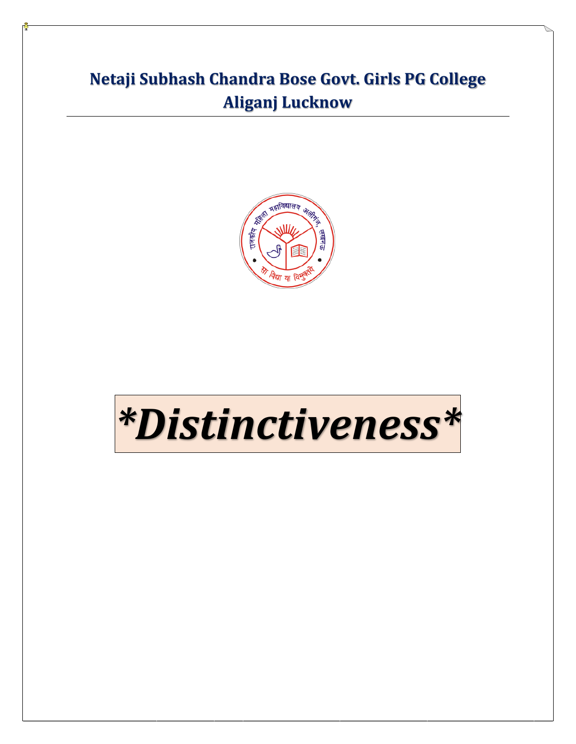# Netaji Subhash Chandra Bose Govt. Girls PG College
# Aliganj Lucknow

# *Distinctiveness*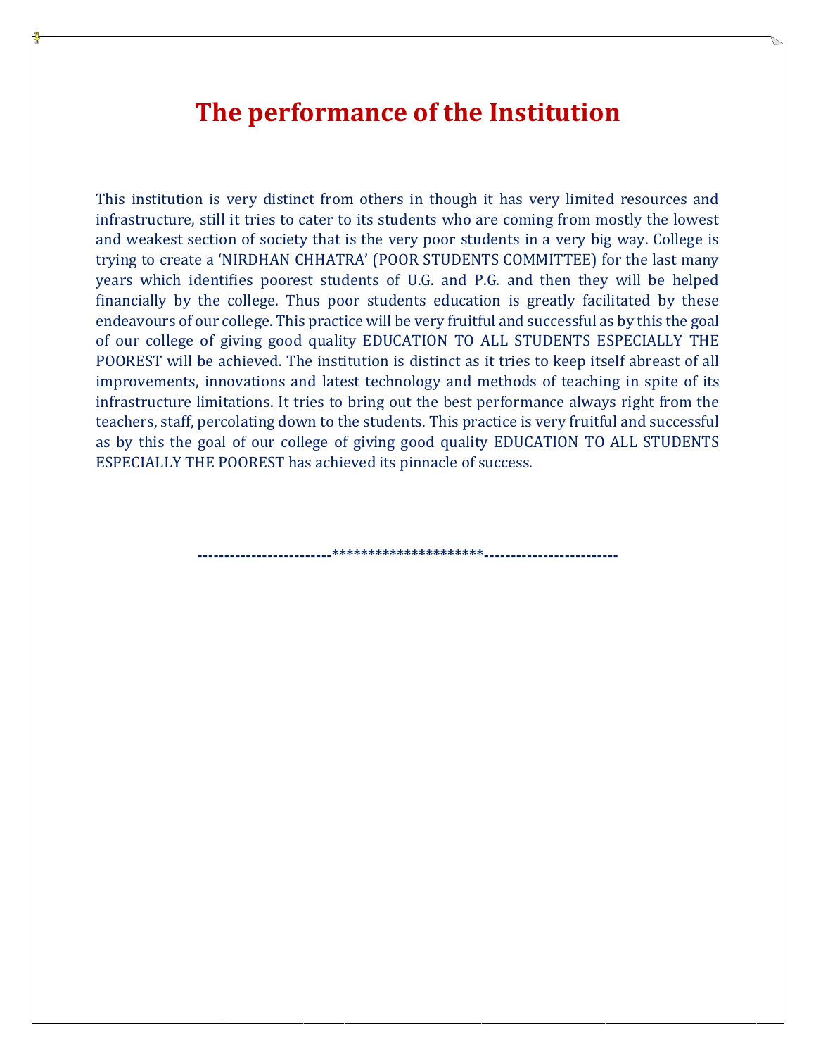# The performance of the Institution

This institution is very distinct from others in though it has very limited resources and infrastructure, still it tries to cater to its students who are coming from mostly the lowest and weakest section of society that is the very poor students in a very big way. College is trying to create a 'NIRDHAN CHHATRA' (POOR STUDENTS COMMITTEE) for the last many years which identifies poorest students of U.G. and P.G. and then they will be helped financially by the college. Thus poor students education is greatly facilitated by these endeavours of our college. This practice will be very fruitful and successful as by this the goal of our college of giving good quality EDUCATION TO ALL STUDENTS ESPECIALLY THE POOREST will be achieved. The institution is distinct as it tries to keep itself abreast of all improvements, innovations and latest technology and methods of teaching in spite of its infrastructure limitations. It tries to bring out the best performance always right from the teachers, staff, percolating down to the students. This practice is very fruitful and successful as by this the goal of our college of giving good quality EDUCATION TO ALL STUDENTS ESPECIALLY THE POOREST has achieved its pinnacle of success.

-------------------------********************-------------------------